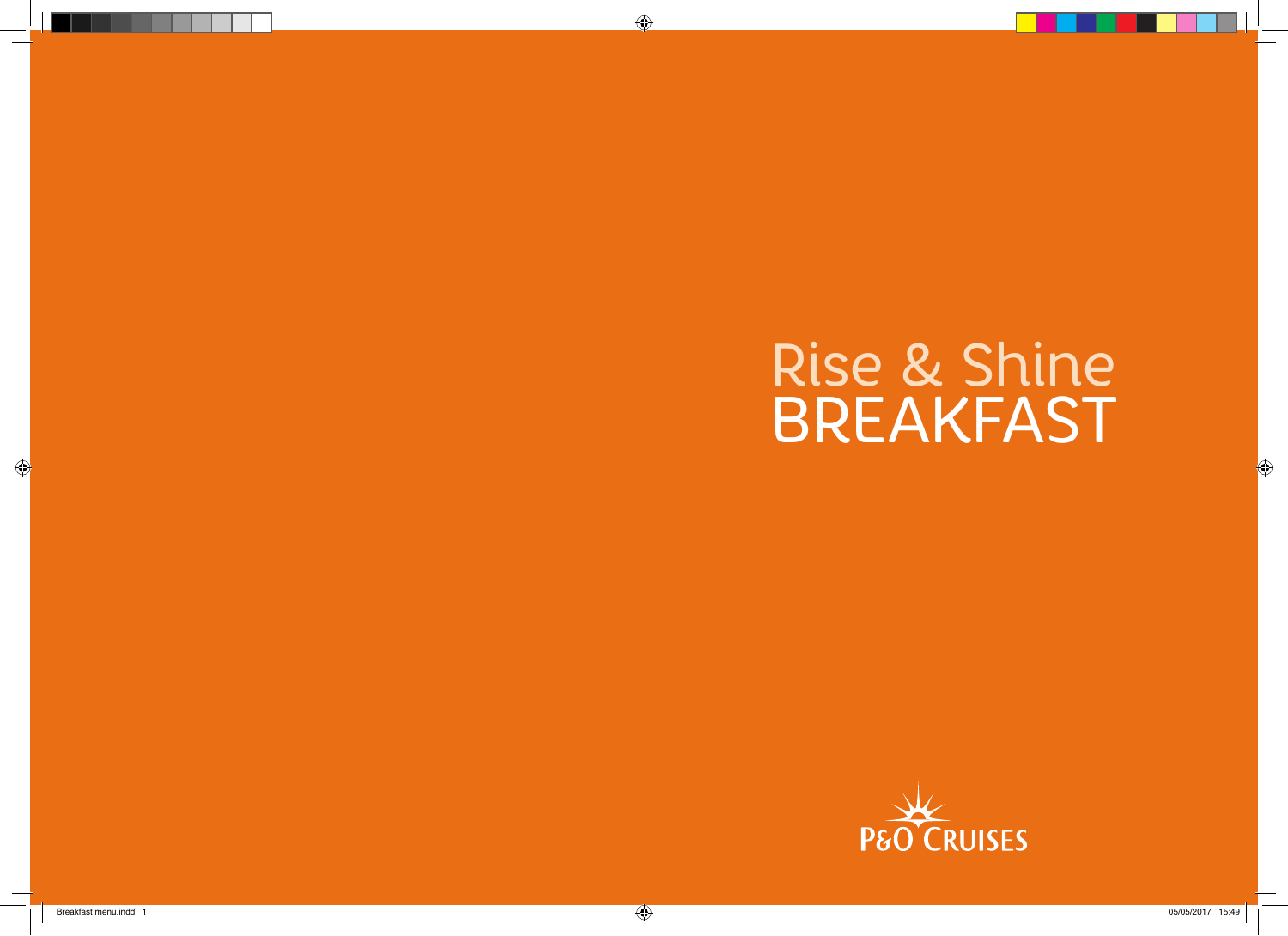# Rise & Shine BREAKFAST

P&O CRUISES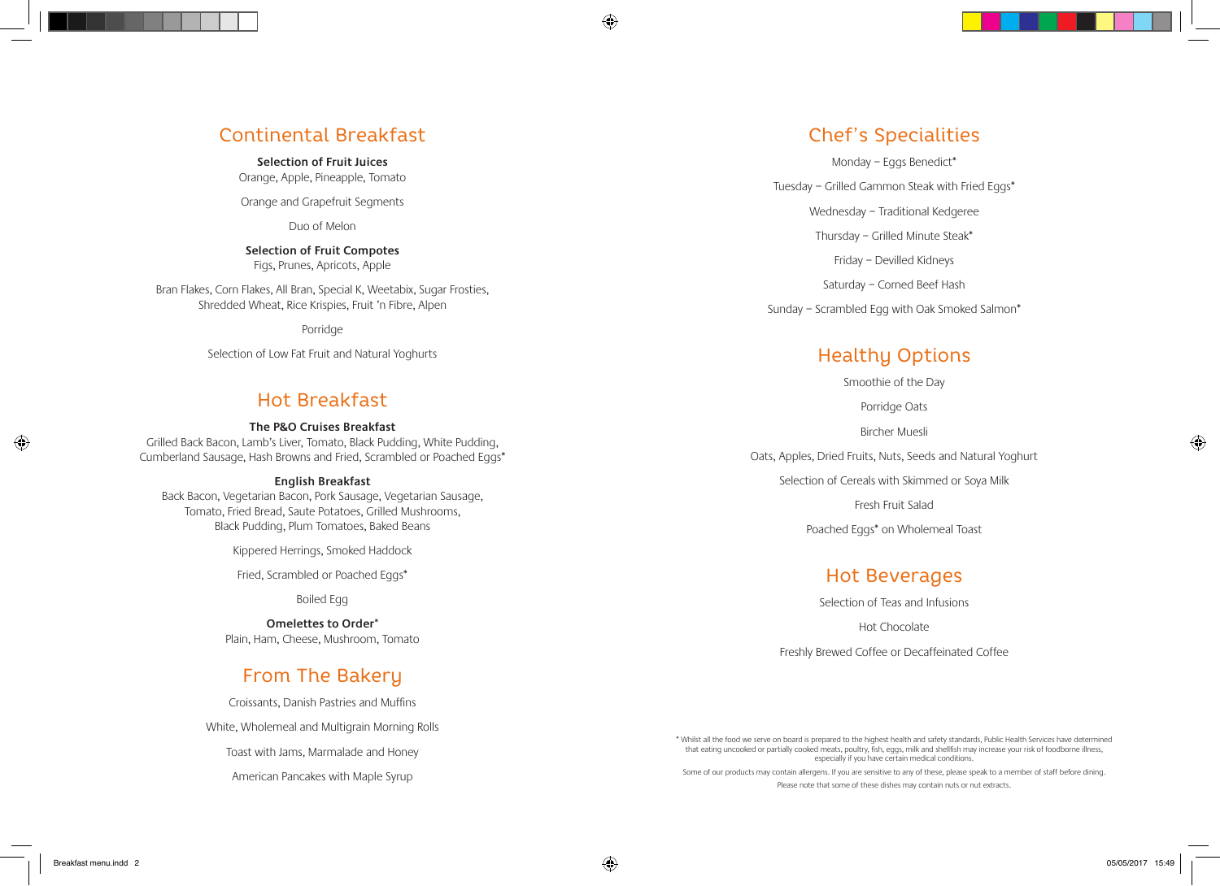## Continental Breakfast

**Selection of Fruit Juices**
Orange, Apple, Pineapple, Tomato

Orange and Grapefruit Segments

Duo of Melon

**Selection of Fruit Compotes**
Figs, Prunes, Apricots, Apple

Bran Flakes, Corn Flakes, All Bran, Special K, Weetabix, Sugar Frosties, Shredded Wheat, Rice Krispies, Fruit 'n Fibre, Alpen

Porridge

Selection of Low Fat Fruit and Natural Yoghurts

## Hot Breakfast

**The P&O Cruises Breakfast**
Grilled Back Bacon, Lamb's Liver, Tomato, Black Pudding, White Pudding, Cumberland Sausage, Hash Browns and Fried, Scrambled or Poached Eggs*

**English Breakfast**
Back Bacon, Vegetarian Bacon, Pork Sausage, Vegetarian Sausage, Tomato, Fried Bread, Saute Potatoes, Grilled Mushrooms, Black Pudding, Plum Tomatoes, Baked Beans

Kippered Herrings, Smoked Haddock

Fried, Scrambled or Poached Eggs*

Boiled Egg

**Omelettes to Order***
Plain, Ham, Cheese, Mushroom, Tomato

## From The Bakery

Croissants, Danish Pastries and Muffins

White, Wholemeal and Multigrain Morning Rolls

Toast with Jams, Marmalade and Honey

American Pancakes with Maple Syrup

## Chef's Specialities

Monday – Eggs Benedict*

Tuesday – Grilled Gammon Steak with Fried Eggs*

Wednesday – Traditional Kedgeree

Thursday – Grilled Minute Steak*

Friday – Devilled Kidneys

Saturday – Corned Beef Hash

Sunday – Scrambled Egg with Oak Smoked Salmon*

## Healthy Options

Smoothie of the Day

Porridge Oats

Bircher Muesli

Oats, Apples, Dried Fruits, Nuts, Seeds and Natural Yoghurt

Selection of Cereals with Skimmed or Soya Milk

Fresh Fruit Salad

Poached Eggs* on Wholemeal Toast

## Hot Beverages

Selection of Teas and Infusions

Hot Chocolate

Freshly Brewed Coffee or Decaffeinated Coffee

* Whilst all the food we serve on board is prepared to the highest health and safety standards, Public Health Services have determined that eating uncooked or partially cooked meats, poultry, fish, eggs, milk and shellfish may increase your risk of foodborne illness, especially if you have certain medical conditions.

Some of our products may contain allergens. If you are sensitive to any of these, please speak to a member of staff before dining.

Please note that some of these dishes may contain nuts or nut extracts.